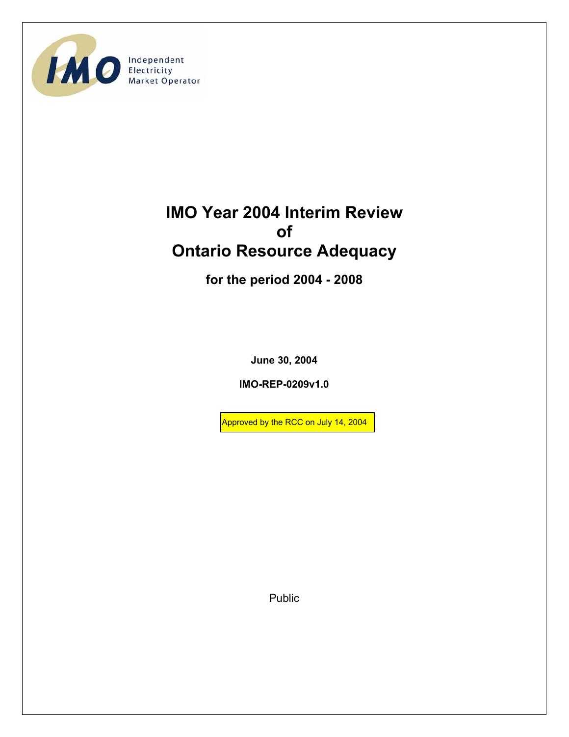IMO Independent Electricity Market Operator

# IMO Year 2004 Interim Review of Ontario Resource Adequacy

## for the period 2004 - 2008

**June 30, 2004**

**IMO-REP-0209v1.0**

Approved by the RCC on July 14, 2004

Public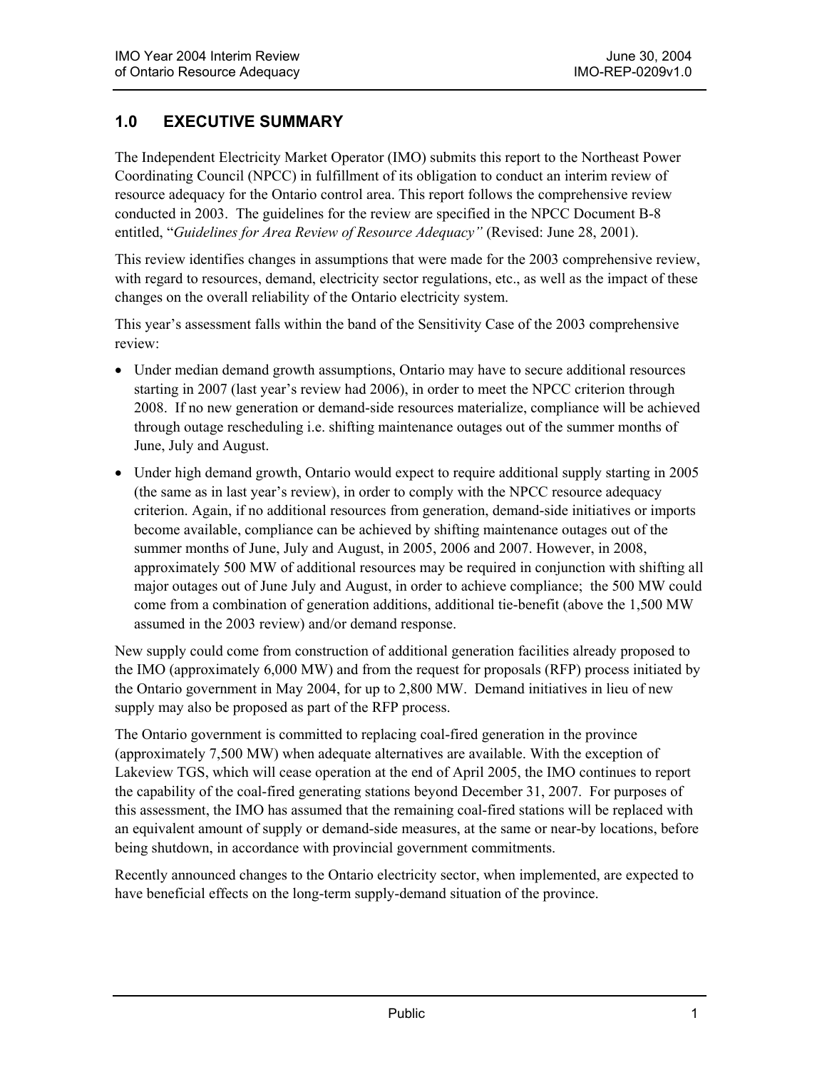## 1.0 EXECUTIVE SUMMARY

The Independent Electricity Market Operator (IMO) submits this report to the Northeast Power Coordinating Council (NPCC) in fulfillment of its obligation to conduct an interim review of resource adequacy for the Ontario control area. This report follows the comprehensive review conducted in 2003. The guidelines for the review are specified in the NPCC Document B-8 entitled, "*Guidelines for Area Review of Resource Adequacy"* (Revised: June 28, 2001).

This review identifies changes in assumptions that were made for the 2003 comprehensive review, with regard to resources, demand, electricity sector regulations, etc., as well as the impact of these changes on the overall reliability of the Ontario electricity system.

This year's assessment falls within the band of the Sensitivity Case of the 2003 comprehensive review:

- Under median demand growth assumptions, Ontario may have to secure additional resources starting in 2007 (last year's review had 2006), in order to meet the NPCC criterion through 2008. If no new generation or demand-side resources materialize, compliance will be achieved through outage rescheduling i.e. shifting maintenance outages out of the summer months of June, July and August.
- Under high demand growth, Ontario would expect to require additional supply starting in 2005 (the same as in last year's review), in order to comply with the NPCC resource adequacy criterion. Again, if no additional resources from generation, demand-side initiatives or imports become available, compliance can be achieved by shifting maintenance outages out of the summer months of June, July and August, in 2005, 2006 and 2007. However, in 2008, approximately 500 MW of additional resources may be required in conjunction with shifting all major outages out of June July and August, in order to achieve compliance; the 500 MW could come from a combination of generation additions, additional tie-benefit (above the 1,500 MW assumed in the 2003 review) and/or demand response.

New supply could come from construction of additional generation facilities already proposed to the IMO (approximately 6,000 MW) and from the request for proposals (RFP) process initiated by the Ontario government in May 2004, for up to 2,800 MW. Demand initiatives in lieu of new supply may also be proposed as part of the RFP process.

The Ontario government is committed to replacing coal-fired generation in the province (approximately 7,500 MW) when adequate alternatives are available. With the exception of Lakeview TGS, which will cease operation at the end of April 2005, the IMO continues to report the capability of the coal-fired generating stations beyond December 31, 2007. For purposes of this assessment, the IMO has assumed that the remaining coal-fired stations will be replaced with an equivalent amount of supply or demand-side measures, at the same or near-by locations, before being shutdown, in accordance with provincial government commitments.

Recently announced changes to the Ontario electricity sector, when implemented, are expected to have beneficial effects on the long-term supply-demand situation of the province.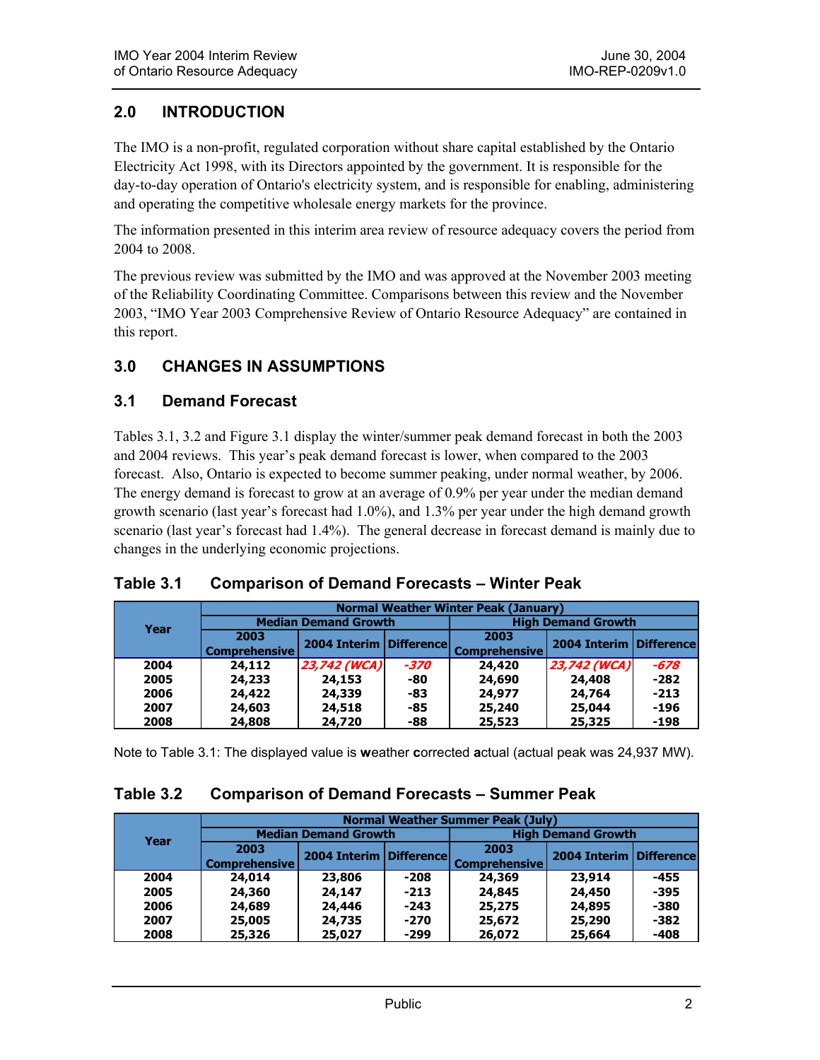## 2.0 INTRODUCTION

The IMO is a non-profit, regulated corporation without share capital established by the Ontario Electricity Act 1998, with its Directors appointed by the government. It is responsible for the day-to-day operation of Ontario's electricity system, and is responsible for enabling, administering and operating the competitive wholesale energy markets for the province.

The information presented in this interim area review of resource adequacy covers the period from 2004 to 2008.

The previous review was submitted by the IMO and was approved at the November 2003 meeting of the Reliability Coordinating Committee. Comparisons between this review and the November 2003, "IMO Year 2003 Comprehensive Review of Ontario Resource Adequacy" are contained in this report.

## 3.0 CHANGES IN ASSUMPTIONS

### 3.1 Demand Forecast

Tables 3.1, 3.2 and Figure 3.1 display the winter/summer peak demand forecast in both the 2003 and 2004 reviews. This year's peak demand forecast is lower, when compared to the 2003 forecast. Also, Ontario is expected to become summer peaking, under normal weather, by 2006. The energy demand is forecast to grow at an average of 0.9% per year under the median demand growth scenario (last year's forecast had 1.0%), and 1.3% per year under the high demand growth scenario (last year's forecast had 1.4%). The general decrease in forecast demand is mainly due to changes in the underlying economic projections.

**Table 3.1 Comparison of Demand Forecasts – Winter Peak**

| Year | Normal Weather Winter Peak (January) | | | | | |
|---|---|---|---|---|---|---|
| | Median Demand Growth | | | High Demand Growth | | |
| | 2003 Comprehensive | 2004 Interim | Difference | 2003 Comprehensive | 2004 Interim | Difference |
| 2004 | 24,112 | *23,742 (WCA)* | *-370* | 24,420 | *23,742 (WCA)* | *-678* |
| 2005 | 24,233 | 24,153 | -80 | 24,690 | 24,408 | -282 |
| 2006 | 24,422 | 24,339 | -83 | 24,977 | 24,764 | -213 |
| 2007 | 24,603 | 24,518 | -85 | 25,240 | 25,044 | -196 |
| 2008 | 24,808 | 24,720 | -88 | 25,523 | 25,325 | -198 |

Note to Table 3.1: The displayed value is **w**eather **c**orrected **a**ctual (actual peak was 24,937 MW).

**Table 3.2 Comparison of Demand Forecasts – Summer Peak**

| Year | Normal Weather Summer Peak (July) | | | | | |
|---|---|---|---|---|---|---|
| | Median Demand Growth | | | High Demand Growth | | |
| | 2003 Comprehensive | 2004 Interim | Difference | 2003 Comprehensive | 2004 Interim | Difference |
| 2004 | 24,014 | 23,806 | -208 | 24,369 | 23,914 | -455 |
| 2005 | 24,360 | 24,147 | -213 | 24,845 | 24,450 | -395 |
| 2006 | 24,689 | 24,446 | -243 | 25,275 | 24,895 | -380 |
| 2007 | 25,005 | 24,735 | -270 | 25,672 | 25,290 | -382 |
| 2008 | 25,326 | 25,027 | -299 | 26,072 | 25,664 | -408 |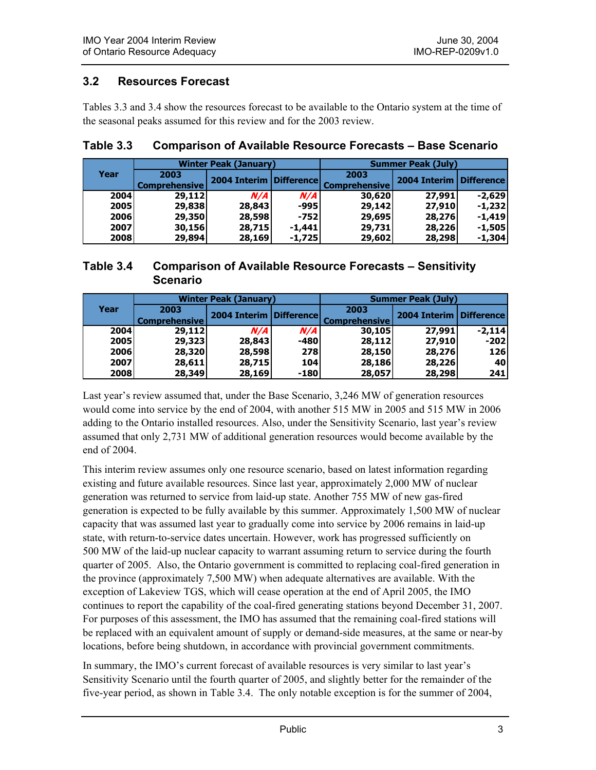## 3.2 Resources Forecast

Tables 3.3 and 3.4 show the resources forecast to be available to the Ontario system at the time of the seasonal peaks assumed for this review and for the 2003 review.

### Table 3.3 Comparison of Available Resource Forecasts – Base Scenario

| Year | Winter Peak (January) | | | Summer Peak (July) | | |
|---|---|---|---|---|---|---|
| | 2003 Comprehensive | 2004 Interim | Difference | 2003 Comprehensive | 2004 Interim | Difference |
| 2004 | 29,112 | *N/A* | *N/A* | 30,620 | 27,991 | -2,629 |
| 2005 | 29,838 | 28,843 | -995 | 29,142 | 27,910 | -1,232 |
| 2006 | 29,350 | 28,598 | -752 | 29,695 | 28,276 | -1,419 |
| 2007 | 30,156 | 28,715 | -1,441 | 29,731 | 28,226 | -1,505 |
| 2008 | 29,894 | 28,169 | -1,725 | 29,602 | 28,298 | -1,304 |

### Table 3.4 Comparison of Available Resource Forecasts – Sensitivity Scenario

| Year | Winter Peak (January) | | | Summer Peak (July) | | |
|---|---|---|---|---|---|---|
| | 2003 Comprehensive | 2004 Interim | Difference | 2003 Comprehensive | 2004 Interim | Difference |
| 2004 | 29,112 | *N/A* | *N/A* | 30,105 | 27,991 | -2,114 |
| 2005 | 29,323 | 28,843 | -480 | 28,112 | 27,910 | -202 |
| 2006 | 28,320 | 28,598 | 278 | 28,150 | 28,276 | 126 |
| 2007 | 28,611 | 28,715 | 104 | 28,186 | 28,226 | 40 |
| 2008 | 28,349 | 28,169 | -180 | 28,057 | 28,298 | 241 |

Last year's review assumed that, under the Base Scenario, 3,246 MW of generation resources would come into service by the end of 2004, with another 515 MW in 2005 and 515 MW in 2006 adding to the Ontario installed resources. Also, under the Sensitivity Scenario, last year's review assumed that only 2,731 MW of additional generation resources would become available by the end of 2004.

This interim review assumes only one resource scenario, based on latest information regarding existing and future available resources. Since last year, approximately 2,000 MW of nuclear generation was returned to service from laid-up state. Another 755 MW of new gas-fired generation is expected to be fully available by this summer. Approximately 1,500 MW of nuclear capacity that was assumed last year to gradually come into service by 2006 remains in laid-up state, with return-to-service dates uncertain. However, work has progressed sufficiently on 500 MW of the laid-up nuclear capacity to warrant assuming return to service during the fourth quarter of 2005. Also, the Ontario government is committed to replacing coal-fired generation in the province (approximately 7,500 MW) when adequate alternatives are available. With the exception of Lakeview TGS, which will cease operation at the end of April 2005, the IMO continues to report the capability of the coal-fired generating stations beyond December 31, 2007. For purposes of this assessment, the IMO has assumed that the remaining coal-fired stations will be replaced with an equivalent amount of supply or demand-side measures, at the same or near-by locations, before being shutdown, in accordance with provincial government commitments.

In summary, the IMO's current forecast of available resources is very similar to last year's Sensitivity Scenario until the fourth quarter of 2005, and slightly better for the remainder of the five-year period, as shown in Table 3.4. The only notable exception is for the summer of 2004,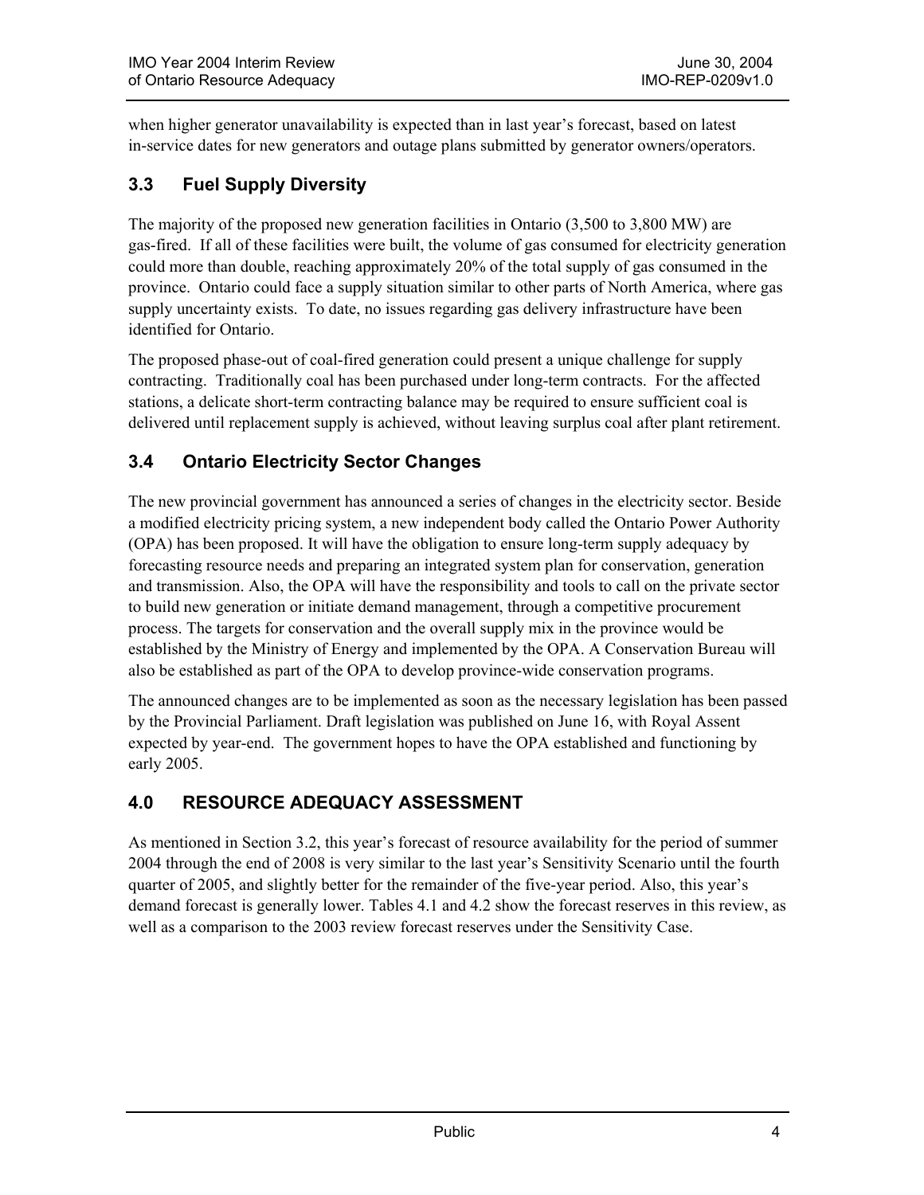when higher generator unavailability is expected than in last year's forecast, based on latest in-service dates for new generators and outage plans submitted by generator owners/operators.

## 3.3 Fuel Supply Diversity

The majority of the proposed new generation facilities in Ontario (3,500 to 3,800 MW) are gas-fired. If all of these facilities were built, the volume of gas consumed for electricity generation could more than double, reaching approximately 20% of the total supply of gas consumed in the province. Ontario could face a supply situation similar to other parts of North America, where gas supply uncertainty exists. To date, no issues regarding gas delivery infrastructure have been identified for Ontario.

The proposed phase-out of coal-fired generation could present a unique challenge for supply contracting. Traditionally coal has been purchased under long-term contracts. For the affected stations, a delicate short-term contracting balance may be required to ensure sufficient coal is delivered until replacement supply is achieved, without leaving surplus coal after plant retirement.

## 3.4 Ontario Electricity Sector Changes

The new provincial government has announced a series of changes in the electricity sector. Beside a modified electricity pricing system, a new independent body called the Ontario Power Authority (OPA) has been proposed. It will have the obligation to ensure long-term supply adequacy by forecasting resource needs and preparing an integrated system plan for conservation, generation and transmission. Also, the OPA will have the responsibility and tools to call on the private sector to build new generation or initiate demand management, through a competitive procurement process. The targets for conservation and the overall supply mix in the province would be established by the Ministry of Energy and implemented by the OPA. A Conservation Bureau will also be established as part of the OPA to develop province-wide conservation programs.

The announced changes are to be implemented as soon as the necessary legislation has been passed by the Provincial Parliament. Draft legislation was published on June 16, with Royal Assent expected by year-end. The government hopes to have the OPA established and functioning by early 2005.

# 4.0 RESOURCE ADEQUACY ASSESSMENT

As mentioned in Section 3.2, this year's forecast of resource availability for the period of summer 2004 through the end of 2008 is very similar to the last year's Sensitivity Scenario until the fourth quarter of 2005, and slightly better for the remainder of the five-year period. Also, this year's demand forecast is generally lower. Tables 4.1 and 4.2 show the forecast reserves in this review, as well as a comparison to the 2003 review forecast reserves under the Sensitivity Case.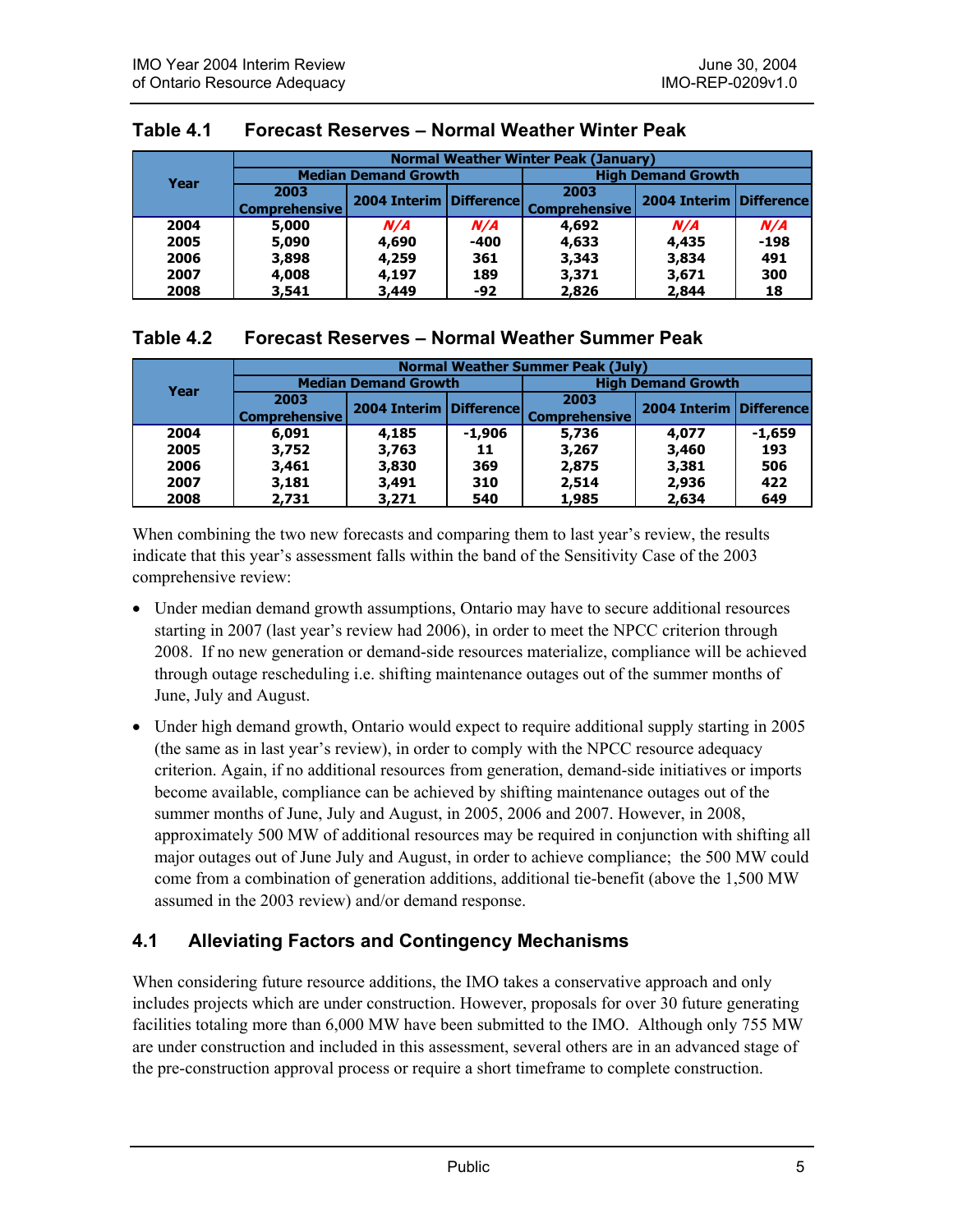**Table 4.1 Forecast Reserves – Normal Weather Winter Peak**

| Year | Normal Weather Winter Peak (January) | | | | | |
|---|---|---|---|---|---|---|
| | Median Demand Growth | | | High Demand Growth | | |
| | 2003 Comprehensive | 2004 Interim | Difference | 2003 Comprehensive | 2004 Interim | Difference |
| 2004 | 5,000 | *N/A* | *N/A* | 4,692 | *N/A* | *N/A* |
| 2005 | 5,090 | 4,690 | -400 | 4,633 | 4,435 | -198 |
| 2006 | 3,898 | 4,259 | 361 | 3,343 | 3,834 | 491 |
| 2007 | 4,008 | 4,197 | 189 | 3,371 | 3,671 | 300 |
| 2008 | 3,541 | 3,449 | -92 | 2,826 | 2,844 | 18 |

**Table 4.2 Forecast Reserves – Normal Weather Summer Peak**

| Year | Normal Weather Summer Peak (July) | | | | | |
|---|---|---|---|---|---|---|
| | Median Demand Growth | | | High Demand Growth | | |
| | 2003 Comprehensive | 2004 Interim | Difference | 2003 Comprehensive | 2004 Interim | Difference |
| 2004 | 6,091 | 4,185 | -1,906 | 5,736 | 4,077 | -1,659 |
| 2005 | 3,752 | 3,763 | 11 | 3,267 | 3,460 | 193 |
| 2006 | 3,461 | 3,830 | 369 | 2,875 | 3,381 | 506 |
| 2007 | 3,181 | 3,491 | 310 | 2,514 | 2,936 | 422 |
| 2008 | 2,731 | 3,271 | 540 | 1,985 | 2,634 | 649 |

When combining the two new forecasts and comparing them to last year's review, the results indicate that this year's assessment falls within the band of the Sensitivity Case of the 2003 comprehensive review:

- Under median demand growth assumptions, Ontario may have to secure additional resources starting in 2007 (last year's review had 2006), in order to meet the NPCC criterion through 2008. If no new generation or demand-side resources materialize, compliance will be achieved through outage rescheduling i.e. shifting maintenance outages out of the summer months of June, July and August.

- Under high demand growth, Ontario would expect to require additional supply starting in 2005 (the same as in last year's review), in order to comply with the NPCC resource adequacy criterion. Again, if no additional resources from generation, demand-side initiatives or imports become available, compliance can be achieved by shifting maintenance outages out of the summer months of June, July and August, in 2005, 2006 and 2007. However, in 2008, approximately 500 MW of additional resources may be required in conjunction with shifting all major outages out of June July and August, in order to achieve compliance; the 500 MW could come from a combination of generation additions, additional tie-benefit (above the 1,500 MW assumed in the 2003 review) and/or demand response.

## 4.1 Alleviating Factors and Contingency Mechanisms

When considering future resource additions, the IMO takes a conservative approach and only includes projects which are under construction. However, proposals for over 30 future generating facilities totaling more than 6,000 MW have been submitted to the IMO. Although only 755 MW are under construction and included in this assessment, several others are in an advanced stage of the pre-construction approval process or require a short timeframe to complete construction.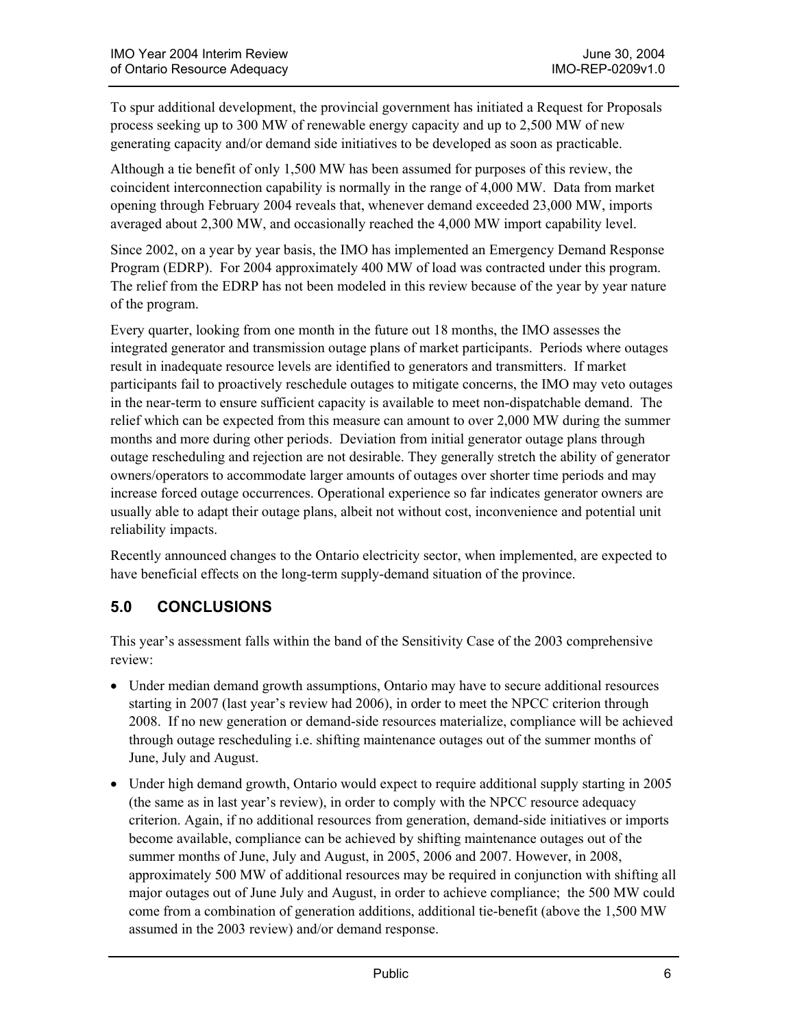To spur additional development, the provincial government has initiated a Request for Proposals process seeking up to 300 MW of renewable energy capacity and up to 2,500 MW of new generating capacity and/or demand side initiatives to be developed as soon as practicable.

Although a tie benefit of only 1,500 MW has been assumed for purposes of this review, the coincident interconnection capability is normally in the range of 4,000 MW. Data from market opening through February 2004 reveals that, whenever demand exceeded 23,000 MW, imports averaged about 2,300 MW, and occasionally reached the 4,000 MW import capability level.

Since 2002, on a year by year basis, the IMO has implemented an Emergency Demand Response Program (EDRP). For 2004 approximately 400 MW of load was contracted under this program. The relief from the EDRP has not been modeled in this review because of the year by year nature of the program.

Every quarter, looking from one month in the future out 18 months, the IMO assesses the integrated generator and transmission outage plans of market participants. Periods where outages result in inadequate resource levels are identified to generators and transmitters. If market participants fail to proactively reschedule outages to mitigate concerns, the IMO may veto outages in the near-term to ensure sufficient capacity is available to meet non-dispatchable demand. The relief which can be expected from this measure can amount to over 2,000 MW during the summer months and more during other periods. Deviation from initial generator outage plans through outage rescheduling and rejection are not desirable. They generally stretch the ability of generator owners/operators to accommodate larger amounts of outages over shorter time periods and may increase forced outage occurrences. Operational experience so far indicates generator owners are usually able to adapt their outage plans, albeit not without cost, inconvenience and potential unit reliability impacts.

Recently announced changes to the Ontario electricity sector, when implemented, are expected to have beneficial effects on the long-term supply-demand situation of the province.

## 5.0 CONCLUSIONS

This year's assessment falls within the band of the Sensitivity Case of the 2003 comprehensive review:

- Under median demand growth assumptions, Ontario may have to secure additional resources starting in 2007 (last year's review had 2006), in order to meet the NPCC criterion through 2008. If no new generation or demand-side resources materialize, compliance will be achieved through outage rescheduling i.e. shifting maintenance outages out of the summer months of June, July and August.
- Under high demand growth, Ontario would expect to require additional supply starting in 2005 (the same as in last year's review), in order to comply with the NPCC resource adequacy criterion. Again, if no additional resources from generation, demand-side initiatives or imports become available, compliance can be achieved by shifting maintenance outages out of the summer months of June, July and August, in 2005, 2006 and 2007. However, in 2008, approximately 500 MW of additional resources may be required in conjunction with shifting all major outages out of June July and August, in order to achieve compliance; the 500 MW could come from a combination of generation additions, additional tie-benefit (above the 1,500 MW assumed in the 2003 review) and/or demand response.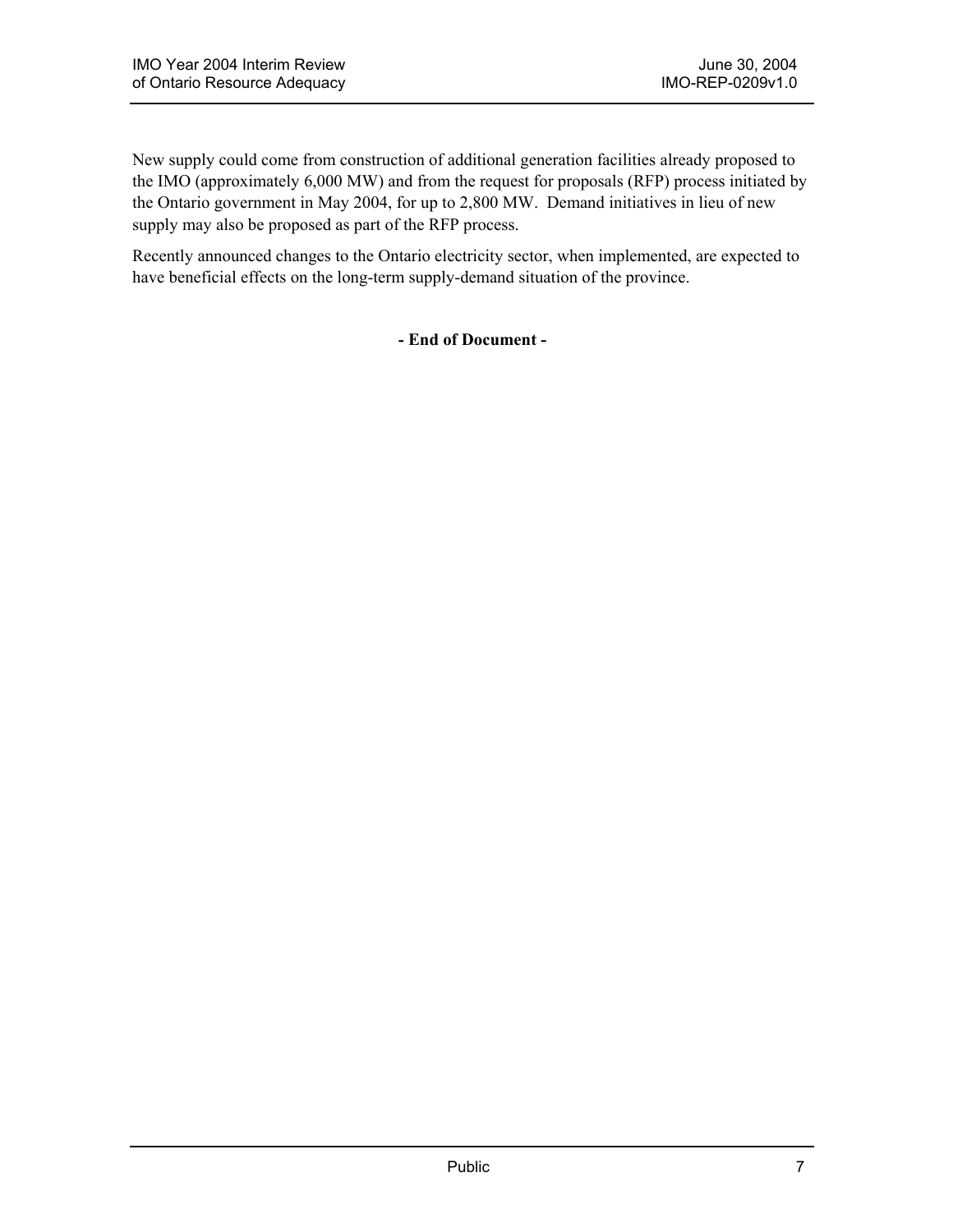New supply could come from construction of additional generation facilities already proposed to the IMO (approximately 6,000 MW) and from the request for proposals (RFP) process initiated by the Ontario government in May 2004, for up to 2,800 MW. Demand initiatives in lieu of new supply may also be proposed as part of the RFP process.

Recently announced changes to the Ontario electricity sector, when implemented, are expected to have beneficial effects on the long-term supply-demand situation of the province.

**- End of Document -**